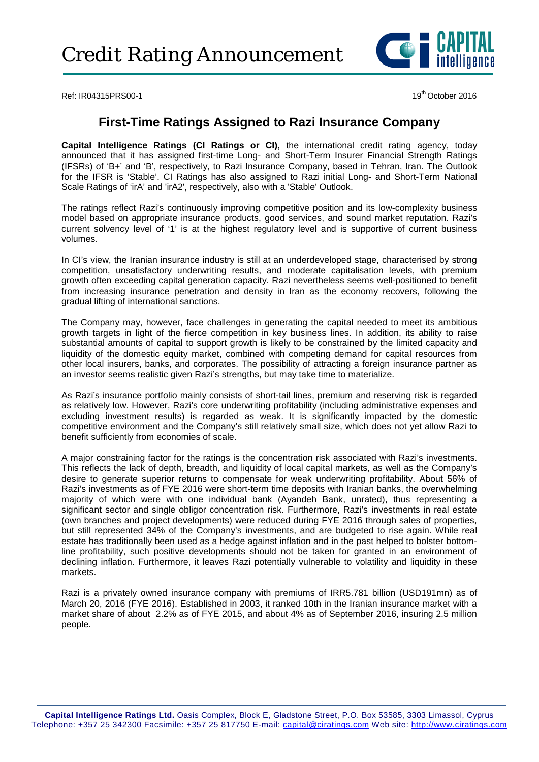# Credit Rating Announcement

Ref: IR04315PRS00-1

19th October 2016

## First-Time Ratings Assigned to Razi Insurance Company

**Capital Intelligence Ratings (CI Ratings or CI),** the international credit rating agency, today announced that it has assigned first-time Long- and Short-Term Insurer Financial Strength Ratings (IFSRs) of 'B+' and 'B', respectively, to Razi Insurance Company, based in Tehran, Iran. The Outlook for the IFSR is 'Stable'. CI Ratings has also assigned to Razi initial Long- and Short-Term National Scale Ratings of 'irA' and 'irA2', respectively, also with a 'Stable' Outlook.

The ratings reflect Razi's continuously improving competitive position and its low-complexity business model based on appropriate insurance products, good services, and sound market reputation. Razi's current solvency level of '1' is at the highest regulatory level and is supportive of current business volumes.

In CI's view, the Iranian insurance industry is still at an underdeveloped stage, characterised by strong competition, unsatisfactory underwriting results, and moderate capitalisation levels, with premium growth often exceeding capital generation capacity. Razi nevertheless seems well-positioned to benefit from increasing insurance penetration and density in Iran as the economy recovers, following the gradual lifting of international sanctions.

The Company may, however, face challenges in generating the capital needed to meet its ambitious growth targets in light of the fierce competition in key business lines. In addition, its ability to raise substantial amounts of capital to support growth is likely to be constrained by the limited capacity and liquidity of the domestic equity market, combined with competing demand for capital resources from other local insurers, banks, and corporates. The possibility of attracting a foreign insurance partner as an investor seems realistic given Razi's strengths, but may take time to materialize.

As Razi's insurance portfolio mainly consists of short-tail lines, premium and reserving risk is regarded as relatively low. However, Razi's core underwriting profitability (including administrative expenses and excluding investment results) is regarded as weak. It is significantly impacted by the domestic competitive environment and the Company's still relatively small size, which does not yet allow Razi to benefit sufficiently from economies of scale.

A major constraining factor for the ratings is the concentration risk associated with Razi's investments. This reflects the lack of depth, breadth, and liquidity of local capital markets, as well as the Company's desire to generate superior returns to compensate for weak underwriting profitability. About 56% of Razi's investments as of FYE 2016 were short-term time deposits with Iranian banks, the overwhelming majority of which were with one individual bank (Ayandeh Bank, unrated), thus representing a significant sector and single obligor concentration risk. Furthermore, Razi's investments in real estate (own branches and project developments) were reduced during FYE 2016 through sales of properties, but still represented 34% of the Company's investments, and are budgeted to rise again. While real estate has traditionally been used as a hedge against inflation and in the past helped to bolster bottom-line profitability, such positive developments should not be taken for granted in an environment of declining inflation. Furthermore, it leaves Razi potentially vulnerable to volatility and liquidity in these markets.

Razi is a privately owned insurance company with premiums of IRR5.781 billion (USD191mn) as of March 20, 2016 (FYE 2016). Established in 2003, it ranked 10th in the Iranian insurance market with a market share of about 2.2% as of FYE 2015, and about 4% as of September 2016, insuring 2.5 million people.

**Capital Intelligence Ratings Ltd.** Oasis Complex, Block E, Gladstone Street, P.O. Box 53585, 3303 Limassol, Cyprus
Telephone: +357 25 342300 Facsimile: +357 25 817750 E-mail: capital@ciratings.com Web site: http://www.ciratings.com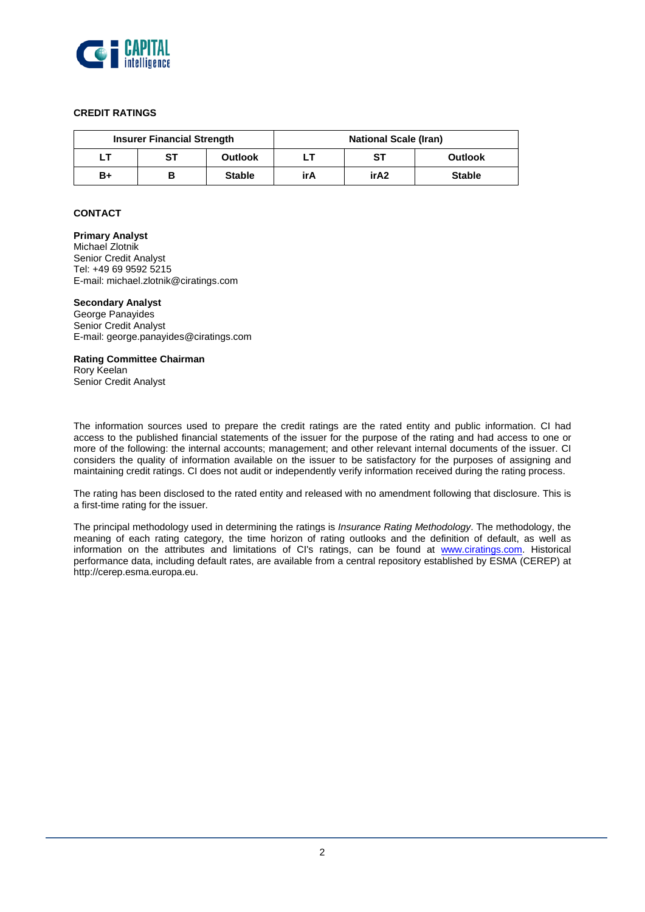## CREDIT RATINGS

| Insurer Financial Strength | | | National Scale (Iran) | | |
|---|---|---|---|---|---|
| **LT** | **ST** | **Outlook** | **LT** | **ST** | **Outlook** |
| **B+** | **B** | **Stable** | **irA** | **irA2** | **Stable** |

## CONTACT

**Primary Analyst**
Michael Zlotnik
Senior Credit Analyst
Tel: +49 69 9592 5215
E-mail: michael.zlotnik@ciratings.com

**Secondary Analyst**
George Panayides
Senior Credit Analyst
E-mail: george.panayides@ciratings.com

**Rating Committee Chairman**
Rory Keelan
Senior Credit Analyst

The information sources used to prepare the credit ratings are the rated entity and public information. CI had access to the published financial statements of the issuer for the purpose of the rating and had access to one or more of the following: the internal accounts; management; and other relevant internal documents of the issuer. CI considers the quality of information available on the issuer to be satisfactory for the purposes of assigning and maintaining credit ratings. CI does not audit or independently verify information received during the rating process.

The rating has been disclosed to the rated entity and released with no amendment following that disclosure. This is a first-time rating for the issuer.

The principal methodology used in determining the ratings is *Insurance Rating Methodology*. The methodology, the meaning of each rating category, the time horizon of rating outlooks and the definition of default, as well as information on the attributes and limitations of CI's ratings, can be found at www.ciratings.com. Historical performance data, including default rates, are available from a central repository established by ESMA (CEREP) at http://cerep.esma.europa.eu.